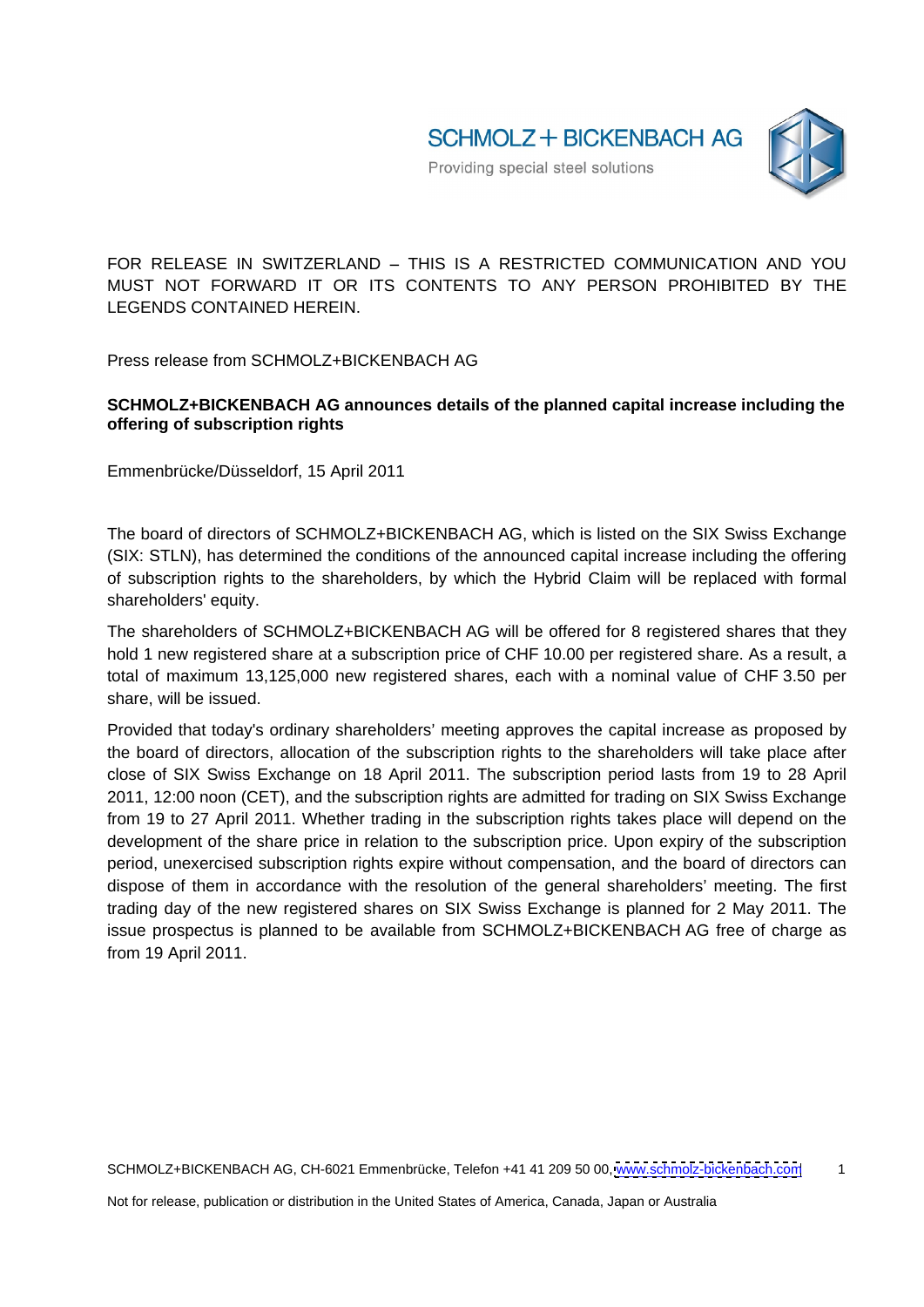SCHMOLZ + BICKENBACH AG

Providing special steel solutions

FOR RELEASE IN SWITZERLAND – THIS IS A RESTRICTED COMMUNICATION AND YOU MUST NOT FORWARD IT OR ITS CONTENTS TO ANY PERSON PROHIBITED BY THE LEGENDS CONTAINED HEREIN.

Press release from SCHMOLZ+BICKENBACH AG

**SCHMOLZ+BICKENBACH AG announces details of the planned capital increase including the offering of subscription rights**

Emmenbrücke/Düsseldorf, 15 April 2011

The board of directors of SCHMOLZ+BICKENBACH AG, which is listed on the SIX Swiss Exchange (SIX: STLN), has determined the conditions of the announced capital increase including the offering of subscription rights to the shareholders, by which the Hybrid Claim will be replaced with formal shareholders' equity.

The shareholders of SCHMOLZ+BICKENBACH AG will be offered for 8 registered shares that they hold 1 new registered share at a subscription price of CHF 10.00 per registered share. As a result, a total of maximum 13,125,000 new registered shares, each with a nominal value of CHF 3.50 per share, will be issued.

Provided that today's ordinary shareholders' meeting approves the capital increase as proposed by the board of directors, allocation of the subscription rights to the shareholders will take place after close of SIX Swiss Exchange on 18 April 2011. The subscription period lasts from 19 to 28 April 2011, 12:00 noon (CET), and the subscription rights are admitted for trading on SIX Swiss Exchange from 19 to 27 April 2011. Whether trading in the subscription rights takes place will depend on the development of the share price in relation to the subscription price. Upon expiry of the subscription period, unexercised subscription rights expire without compensation, and the board of directors can dispose of them in accordance with the resolution of the general shareholders' meeting. The first trading day of the new registered shares on SIX Swiss Exchange is planned for 2 May 2011. The issue prospectus is planned to be available from SCHMOLZ+BICKENBACH AG free of charge as from 19 April 2011.

SCHMOLZ+BICKENBACH AG, CH-6021 Emmenbrücke, Telefon +41 41 209 50 00, www.schmolz-bickenbach.com

Not for release, publication or distribution in the United States of America, Canada, Japan or Australia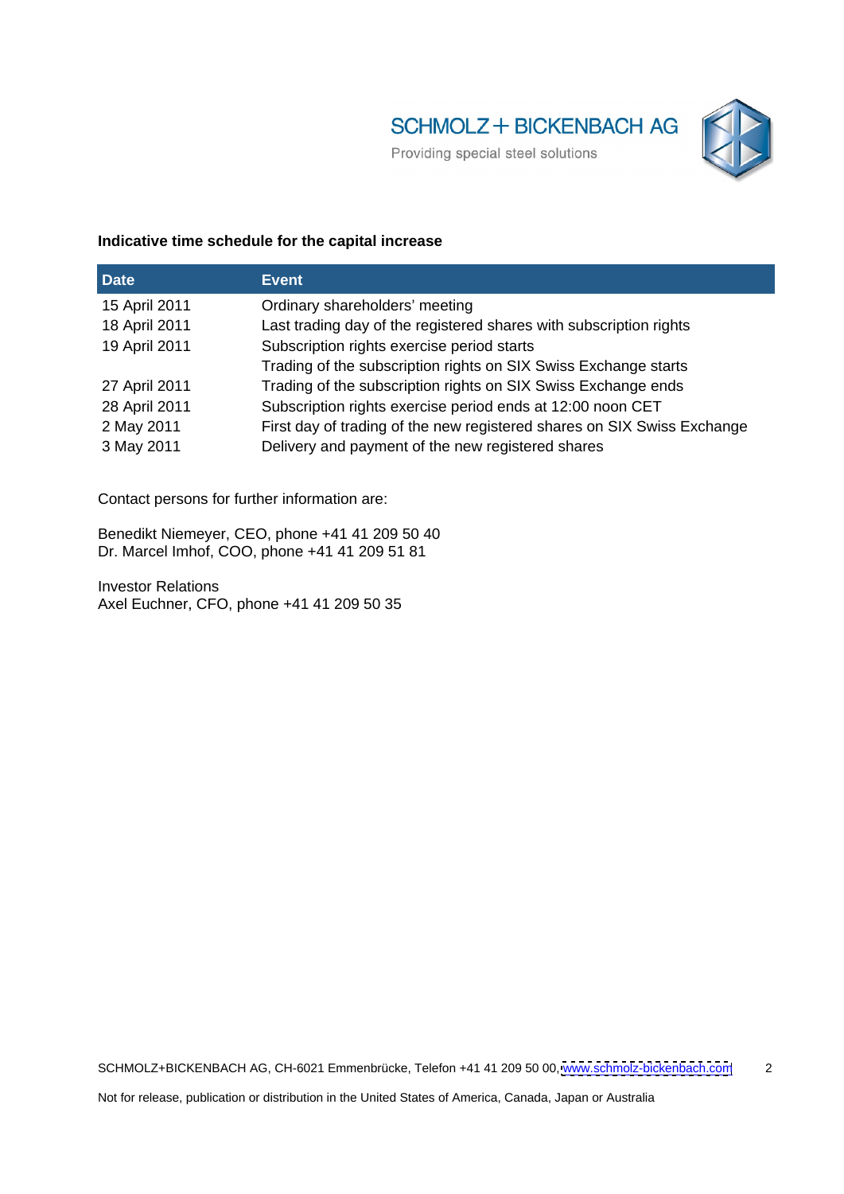**Indicative time schedule for the capital increase**

| Date | Event |
|---|---|
| 15 April 2011 | Ordinary shareholders' meeting |
| 18 April 2011 | Last trading day of the registered shares with subscription rights |
| 19 April 2011 | Subscription rights exercise period starts |
| | Trading of the subscription rights on SIX Swiss Exchange starts |
| 27 April 2011 | Trading of the subscription rights on SIX Swiss Exchange ends |
| 28 April 2011 | Subscription rights exercise period ends at 12:00 noon CET |
| 2 May 2011 | First day of trading of the new registered shares on SIX Swiss Exchange |
| 3 May 2011 | Delivery and payment of the new registered shares |

Contact persons for further information are:

Benedikt Niemeyer, CEO, phone +41 41 209 50 40
Dr. Marcel Imhof, COO, phone +41 41 209 51 81

Investor Relations
Axel Euchner, CFO, phone +41 41 209 50 35

Not for release, publication or distribution in the United States of America, Canada, Japan or Australia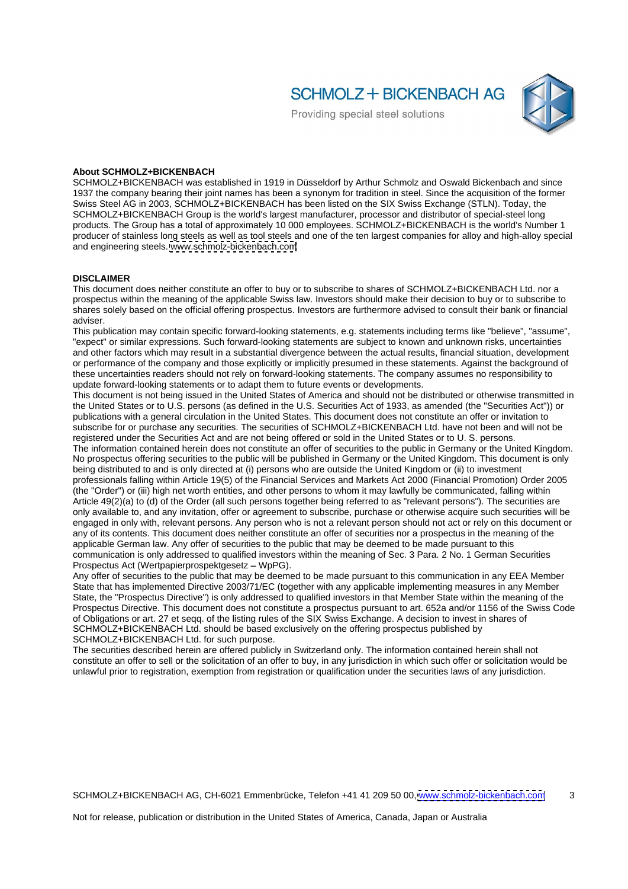**About SCHMOLZ+BICKENBACH**

SCHMOLZ+BICKENBACH was established in 1919 in Düsseldorf by Arthur Schmolz and Oswald Bickenbach and since 1937 the company bearing their joint names has been a synonym for tradition in steel. Since the acquisition of the former Swiss Steel AG in 2003, SCHMOLZ+BICKENBACH has been listed on the SIX Swiss Exchange (STLN). Today, the SCHMOLZ+BICKENBACH Group is the world's largest manufacturer, processor and distributor of special-steel long products. The Group has a total of approximately 10 000 employees. SCHMOLZ+BICKENBACH is the world's Number 1 producer of stainless long steels as well as tool steels and one of the ten largest companies for alloy and high-alloy special and engineering steels. www.schmolz-bickenbach.com

**DISCLAIMER**

This document does neither constitute an offer to buy or to subscribe to shares of SCHMOLZ+BICKENBACH Ltd. nor a prospectus within the meaning of the applicable Swiss law. Investors should make their decision to buy or to subscribe to shares solely based on the official offering prospectus. Investors are furthermore advised to consult their bank or financial adviser.

This publication may contain specific forward-looking statements, e.g. statements including terms like "believe", "assume", "expect" or similar expressions. Such forward-looking statements are subject to known and unknown risks, uncertainties and other factors which may result in a substantial divergence between the actual results, financial situation, development or performance of the company and those explicitly or implicitly presumed in these statements. Against the background of these uncertainties readers should not rely on forward-looking statements. The company assumes no responsibility to update forward-looking statements or to adapt them to future events or developments.

This document is not being issued in the United States of America and should not be distributed or otherwise transmitted in the United States or to U.S. persons (as defined in the U.S. Securities Act of 1933, as amended (the "Securities Act")) or publications with a general circulation in the United States. This document does not constitute an offer or invitation to subscribe for or purchase any securities. The securities of SCHMOLZ+BICKENBACH Ltd. have not been and will not be registered under the Securities Act and are not being offered or sold in the United States or to U. S. persons.

The information contained herein does not constitute an offer of securities to the public in Germany or the United Kingdom. No prospectus offering securities to the public will be published in Germany or the United Kingdom. This document is only being distributed to and is only directed at (i) persons who are outside the United Kingdom or (ii) to investment professionals falling within Article 19(5) of the Financial Services and Markets Act 2000 (Financial Promotion) Order 2005 (the "Order") or (iii) high net worth entities, and other persons to whom it may lawfully be communicated, falling within Article 49(2)(a) to (d) of the Order (all such persons together being referred to as "relevant persons"). The securities are only available to, and any invitation, offer or agreement to subscribe, purchase or otherwise acquire such securities will be engaged in only with, relevant persons. Any person who is not a relevant person should not act or rely on this document or any of its contents. This document does neither constitute an offer of securities nor a prospectus in the meaning of the applicable German law. Any offer of securities to the public that may be deemed to be made pursuant to this communication is only addressed to qualified investors within the meaning of Sec. 3 Para. 2 No. 1 German Securities Prospectus Act (Wertpapierprospektgesetz – WpPG).

Any offer of securities to the public that may be deemed to be made pursuant to this communication in any EEA Member State that has implemented Directive 2003/71/EC (together with any applicable implementing measures in any Member State, the "Prospectus Directive") is only addressed to qualified investors in that Member State within the meaning of the Prospectus Directive. This document does not constitute a prospectus pursuant to art. 652a and/or 1156 of the Swiss Code of Obligations or art. 27 et seqq. of the listing rules of the SIX Swiss Exchange. A decision to invest in shares of SCHMOLZ+BICKENBACH Ltd. should be based exclusively on the offering prospectus published by SCHMOLZ+BICKENBACH Ltd. for such purpose.

The securities described herein are offered publicly in Switzerland only. The information contained herein shall not constitute an offer to sell or the solicitation of an offer to buy, in any jurisdiction in which such offer or solicitation would be unlawful prior to registration, exemption from registration or qualification under the securities laws of any jurisdiction.